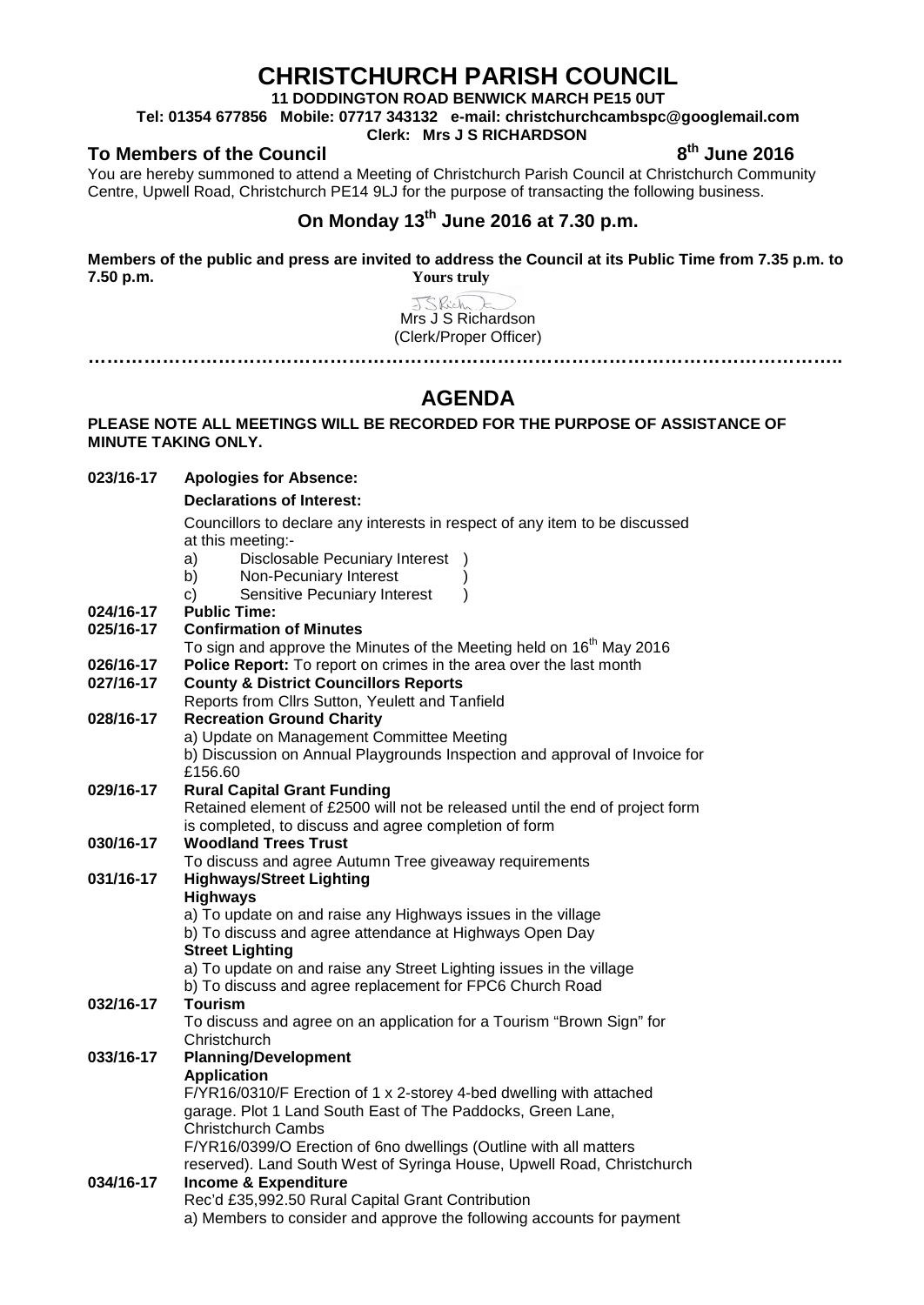# CHRISTCHURCH PARISH COUNCIL

**11 DODDINGTON ROAD BENWICK MARCH PE15 0UT**
**Tel: 01354 677856 Mobile: 07717 343132 e-mail: christchurchcambspc@googlemail.com**
**Clerk: Mrs J S RICHARDSON**

**To Members of the Council** **8th June 2016**

You are hereby summoned to attend a Meeting of Christchurch Parish Council at Christchurch Community Centre, Upwell Road, Christchurch PE14 9LJ for the purpose of transacting the following business.

## On Monday 13th June 2016 at 7.30 p.m.

**Members of the public and press are invited to address the Council at its Public Time from 7.35 p.m. to 7.50 p.m.**

**Yours truly**

Mrs J S Richardson
(Clerk/Proper Officer)

……………………………………………………………………………………………………….

## AGENDA

**PLEASE NOTE ALL MEETINGS WILL BE RECORDED FOR THE PURPOSE OF ASSISTANCE OF MINUTE TAKING ONLY.**

**023/16-17 Apologies for Absence:**

**Declarations of Interest:**

Councillors to declare any interests in respect of any item to be discussed at this meeting:-

a) Disclosable Pecuniary Interest )
b) Non-Pecuniary Interest )
c) Sensitive Pecuniary Interest )

**024/16-17 Public Time:**

**025/16-17 Confirmation of Minutes**

To sign and approve the Minutes of the Meeting held on 16th May 2016

**026/16-17 Police Report:** To report on crimes in the area over the last month

**027/16-17 County & District Councillors Reports**

Reports from Cllrs Sutton, Yeulett and Tanfield

**028/16-17 Recreation Ground Charity**

a) Update on Management Committee Meeting
b) Discussion on Annual Playgrounds Inspection and approval of Invoice for £156.60

**029/16-17 Rural Capital Grant Funding**

Retained element of £2500 will not be released until the end of project form is completed, to discuss and agree completion of form

**030/16-17 Woodland Trees Trust**

To discuss and agree Autumn Tree giveaway requirements

**031/16-17 Highways/Street Lighting**

**Highways**

a) To update on and raise any Highways issues in the village
b) To discuss and agree attendance at Highways Open Day

**Street Lighting**

a) To update on and raise any Street Lighting issues in the village
b) To discuss and agree replacement for FPC6 Church Road

**032/16-17 Tourism**

To discuss and agree on an application for a Tourism "Brown Sign" for Christchurch

**033/16-17 Planning/Development**

**Application**

F/YR16/0310/F Erection of 1 x 2-storey 4-bed dwelling with attached garage. Plot 1 Land South East of The Paddocks, Green Lane, Christchurch Cambs

F/YR16/0399/O Erection of 6no dwellings (Outline with all matters reserved). Land South West of Syringa House, Upwell Road, Christchurch

**034/16-17 Income & Expenditure**

Rec'd £35,992.50 Rural Capital Grant Contribution

a) Members to consider and approve the following accounts for payment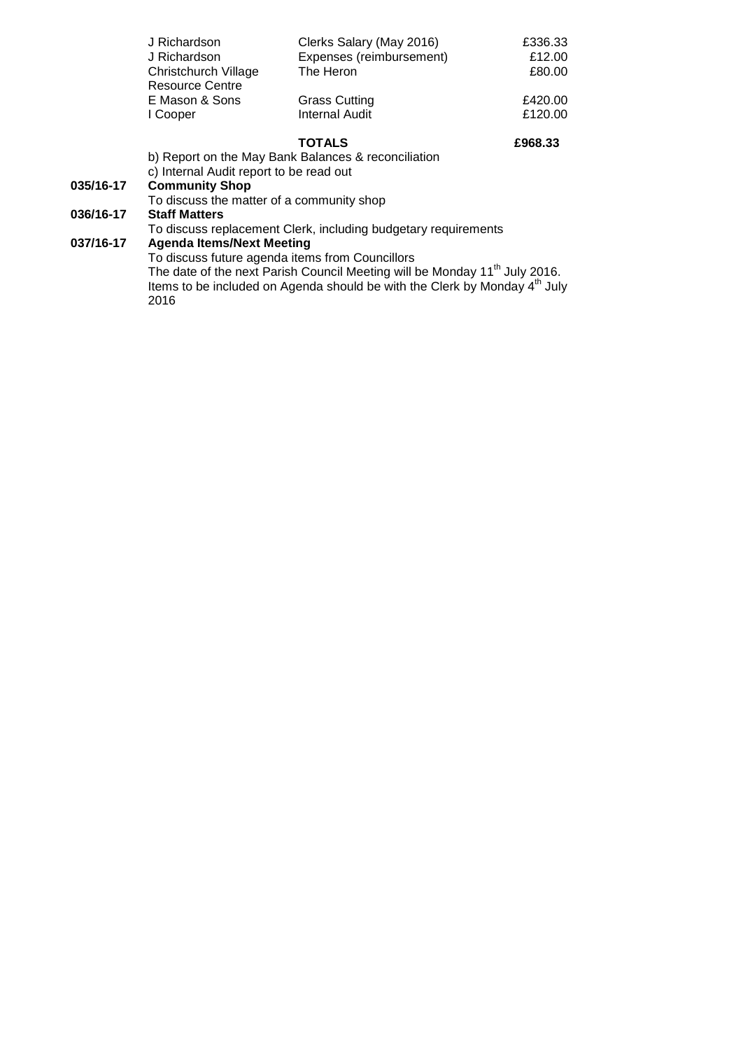| | | |
|---|---|---|
| J Richardson | Clerks Salary (May 2016) | £336.33 |
| J Richardson | Expenses (reimbursement) | £12.00 |
| Christchurch Village Resource Centre | The Heron | £80.00 |
| E Mason & Sons | Grass Cutting | £420.00 |
| I Cooper | Internal Audit | £120.00 |
| | **TOTALS** | **£968.33** |

b) Report on the May Bank Balances & reconciliation

c) Internal Audit report to be read out

**035/16-17 Community Shop**

To discuss the matter of a community shop

**036/16-17 Staff Matters**

To discuss replacement Clerk, including budgetary requirements

**037/16-17 Agenda Items/Next Meeting**

To discuss future agenda items from Councillors

The date of the next Parish Council Meeting will be Monday 11th July 2016. Items to be included on Agenda should be with the Clerk by Monday 4th July 2016